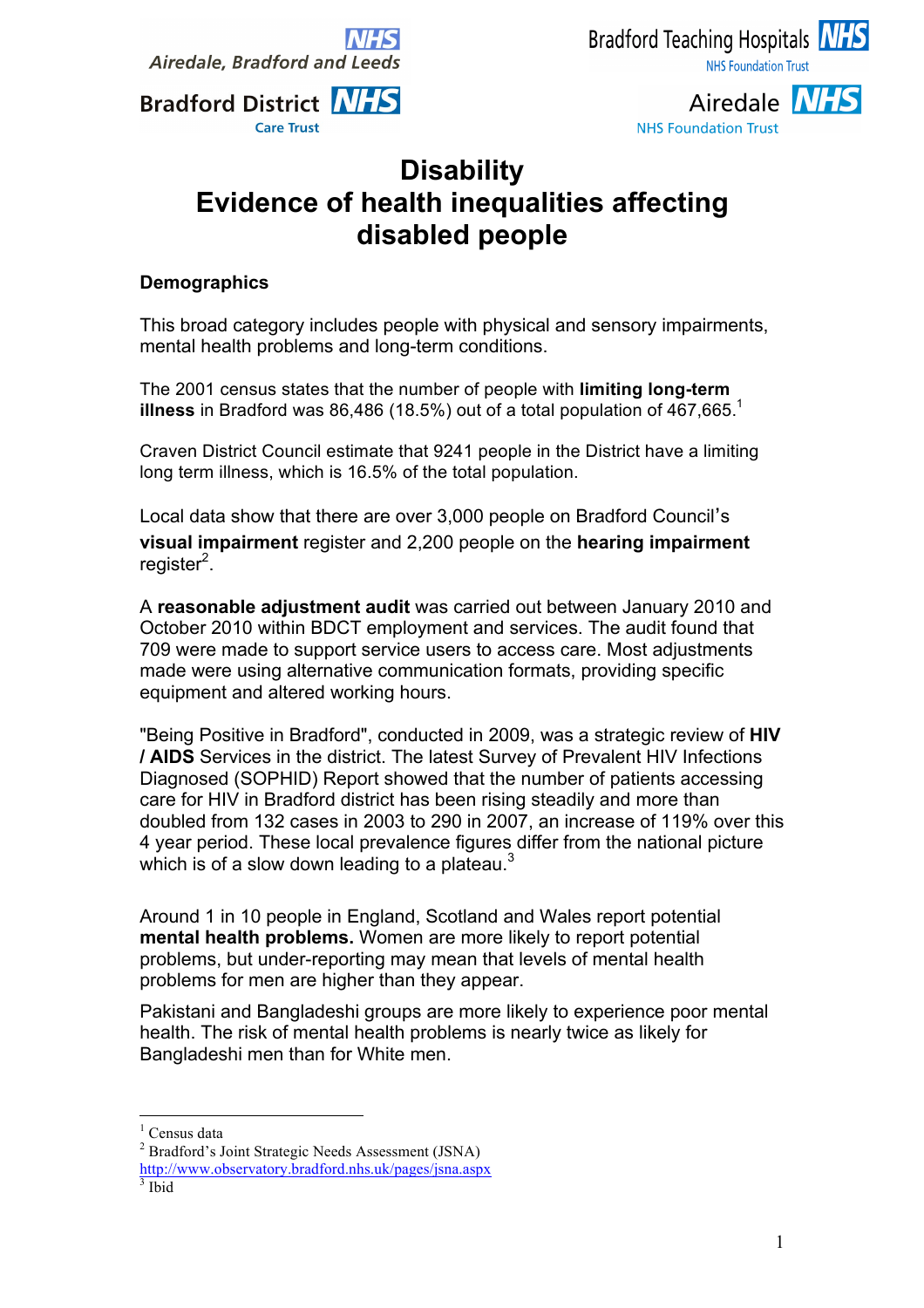Airedale, Bradford and Leeds NHS

Bradford District NHS Care Trust

Bradford Teaching Hospitals NHS Foundation Trust

Airedale NHS Foundation Trust

# Disability
# Evidence of health inequalities affecting disabled people

## Demographics

This broad category includes people with physical and sensory impairments, mental health problems and long-term conditions.

The 2001 census states that the number of people with **limiting long-term illness** in Bradford was 86,486 (18.5%) out of a total population of 467,665.[1]

Craven District Council estimate that 9241 people in the District have a limiting long term illness, which is 16.5% of the total population.

Local data show that there are over 3,000 people on Bradford Council's **visual impairment** register and 2,200 people on the **hearing impairment** register[2].

A **reasonable adjustment audit** was carried out between January 2010 and October 2010 within BDCT employment and services. The audit found that 709 were made to support service users to access care. Most adjustments made were using alternative communication formats, providing specific equipment and altered working hours.

"Being Positive in Bradford", conducted in 2009, was a strategic review of **HIV / AIDS** Services in the district. The latest Survey of Prevalent HIV Infections Diagnosed (SOPHID) Report showed that the number of patients accessing care for HIV in Bradford district has been rising steadily and more than doubled from 132 cases in 2003 to 290 in 2007, an increase of 119% over this 4 year period. These local prevalence figures differ from the national picture which is of a slow down leading to a plateau.[3]

Around 1 in 10 people in England, Scotland and Wales report potential **mental health problems.** Women are more likely to report potential problems, but under-reporting may mean that levels of mental health problems for men are higher than they appear.

Pakistani and Bangladeshi groups are more likely to experience poor mental health. The risk of mental health problems is nearly twice as likely for Bangladeshi men than for White men.

---

[1] Census data
[2] Bradford's Joint Strategic Needs Assessment (JSNA) http://www.observatory.bradford.nhs.uk/pages/jsna.aspx
[3] Ibid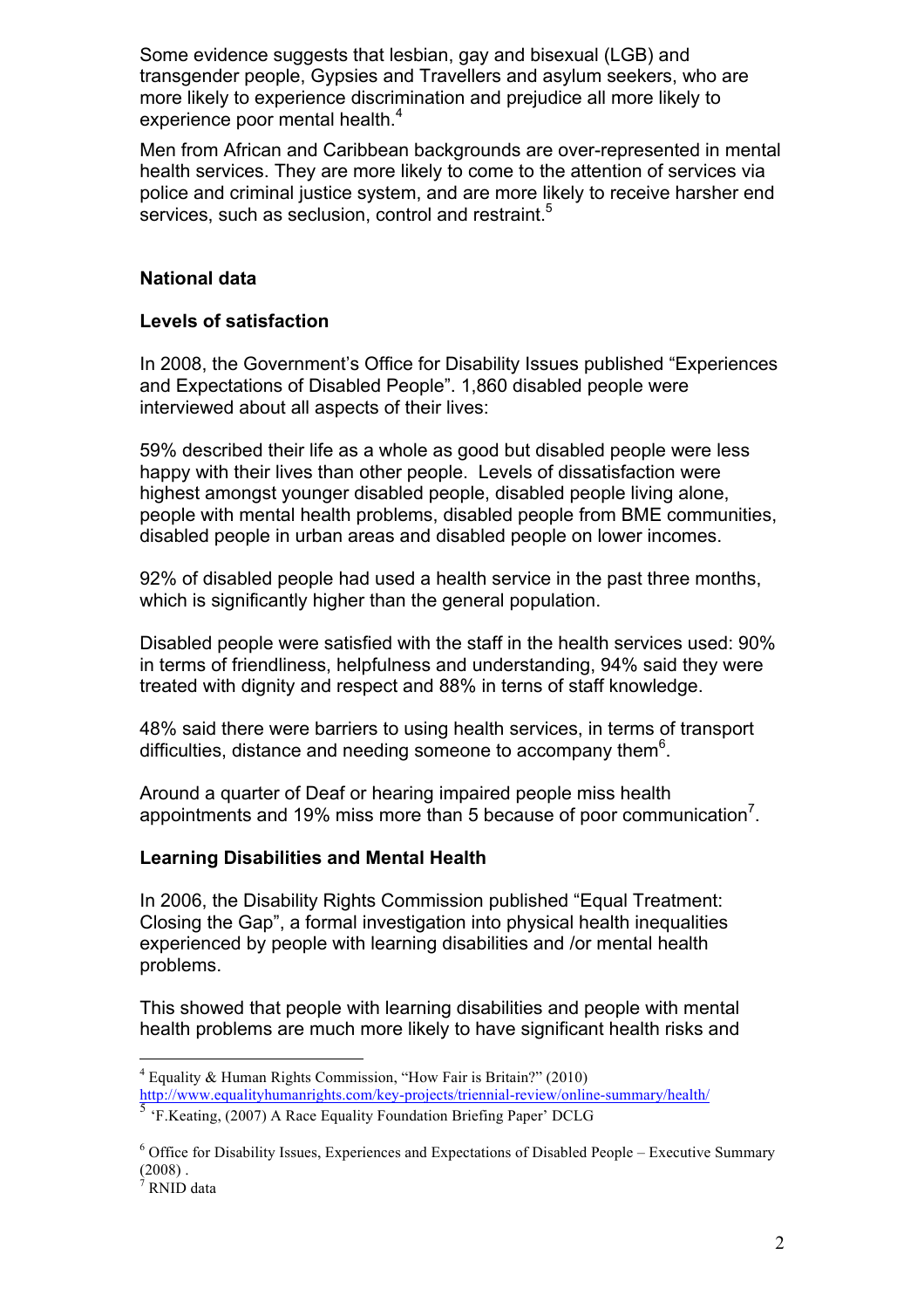Some evidence suggests that lesbian, gay and bisexual (LGB) and transgender people, Gypsies and Travellers and asylum seekers, who are more likely to experience discrimination and prejudice all more likely to experience poor mental health.[4]

Men from African and Caribbean backgrounds are over-represented in mental health services. They are more likely to come to the attention of services via police and criminal justice system, and are more likely to receive harsher end services, such as seclusion, control and restraint.[5]

## National data

### Levels of satisfaction

In 2008, the Government's Office for Disability Issues published "Experiences and Expectations of Disabled People". 1,860 disabled people were interviewed about all aspects of their lives:

59% described their life as a whole as good but disabled people were less happy with their lives than other people. Levels of dissatisfaction were highest amongst younger disabled people, disabled people living alone, people with mental health problems, disabled people from BME communities, disabled people in urban areas and disabled people on lower incomes.

92% of disabled people had used a health service in the past three months, which is significantly higher than the general population.

Disabled people were satisfied with the staff in the health services used: 90% in terms of friendliness, helpfulness and understanding, 94% said they were treated with dignity and respect and 88% in terns of staff knowledge.

48% said there were barriers to using health services, in terms of transport difficulties, distance and needing someone to accompany them[6].

Around a quarter of Deaf or hearing impaired people miss health appointments and 19% miss more than 5 because of poor communication[7].

### Learning Disabilities and Mental Health

In 2006, the Disability Rights Commission published "Equal Treatment: Closing the Gap", a formal investigation into physical health inequalities experienced by people with learning disabilities and /or mental health problems.

This showed that people with learning disabilities and people with mental health problems are much more likely to have significant health risks and

---

[4] Equality & Human Rights Commission, "How Fair is Britain?" (2010) http://www.equalityhumanrights.com/key-projects/triennial-review/online-summary/health/

[5] 'F.Keating, (2007) A Race Equality Foundation Briefing Paper' DCLG

[6] Office for Disability Issues, Experiences and Expectations of Disabled People – Executive Summary (2008) .

[7] RNID data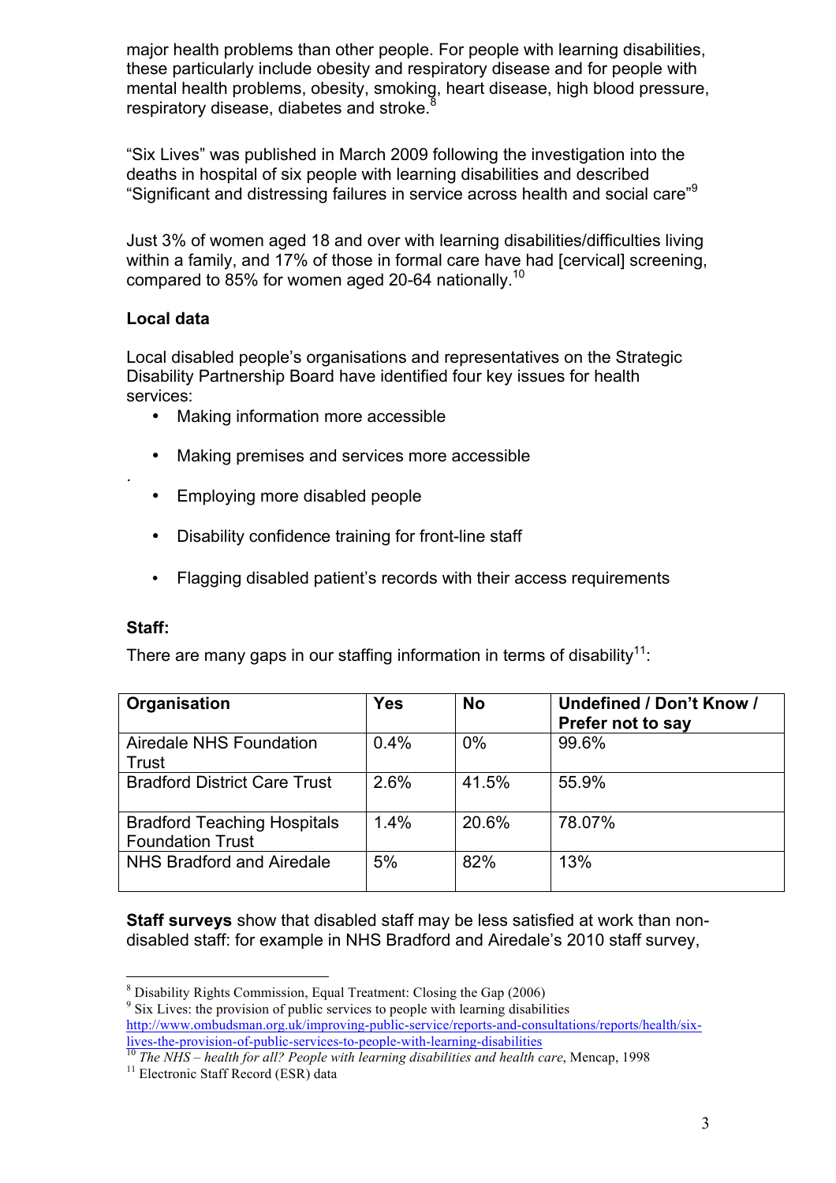major health problems than other people. For people with learning disabilities, these particularly include obesity and respiratory disease and for people with mental health problems, obesity, smoking, heart disease, high blood pressure, respiratory disease, diabetes and stroke.[8]

"Six Lives" was published in March 2009 following the investigation into the deaths in hospital of six people with learning disabilities and described "Significant and distressing failures in service across health and social care"[9]

Just 3% of women aged 18 and over with learning disabilities/difficulties living within a family, and 17% of those in formal care have had [cervical] screening, compared to 85% for women aged 20-64 nationally.[10]

**Local data**

Local disabled people's organisations and representatives on the Strategic Disability Partnership Board have identified four key issues for health services:

- Making information more accessible
- Making premises and services more accessible
- Employing more disabled people
- Disability confidence training for front-line staff
- Flagging disabled patient's records with their access requirements

**Staff:**

There are many gaps in our staffing information in terms of disability[11]:

| Organisation | Yes | No | Undefined / Don't Know / Prefer not to say |
|---|---|---|---|
| Airedale NHS Foundation Trust | 0.4% | 0% | 99.6% |
| Bradford District Care Trust | 2.6% | 41.5% | 55.9% |
| Bradford Teaching Hospitals Foundation Trust | 1.4% | 20.6% | 78.07% |
| NHS Bradford and Airedale | 5% | 82% | 13% |

**Staff surveys** show that disabled staff may be less satisfied at work than non-disabled staff: for example in NHS Bradford and Airedale's 2010 staff survey,

---

[8] Disability Rights Commission, Equal Treatment: Closing the Gap (2006)

[9] Six Lives: the provision of public services to people with learning disabilities http://www.ombudsman.org.uk/improving-public-service/reports-and-consultations/reports/health/six-lives-the-provision-of-public-services-to-people-with-learning-disabilities

[10] *The NHS – health for all? People with learning disabilities and health care*, Mencap, 1998

[11] Electronic Staff Record (ESR) data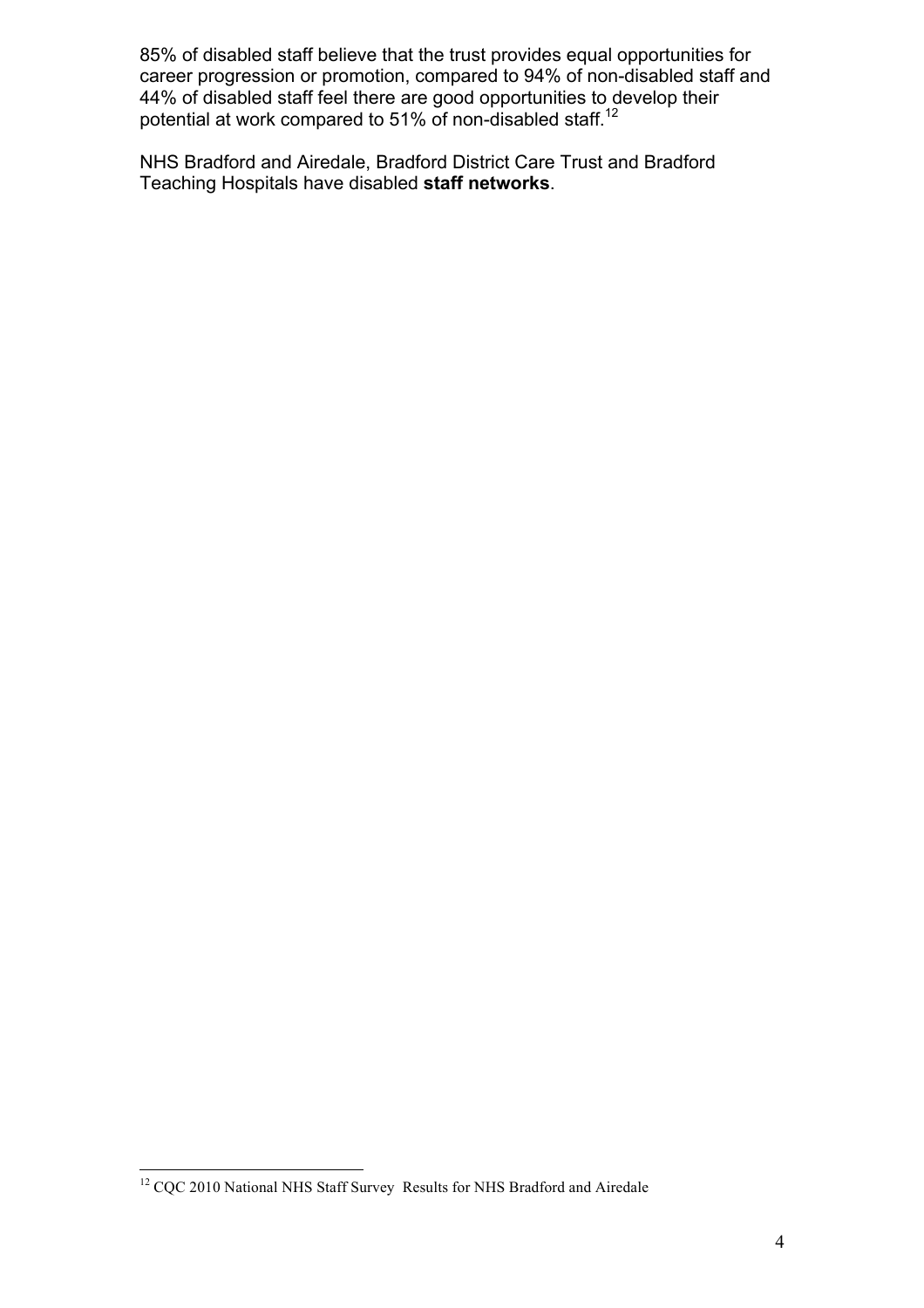85% of disabled staff believe that the trust provides equal opportunities for career progression or promotion, compared to 94% of non-disabled staff and 44% of disabled staff feel there are good opportunities to develop their potential at work compared to 51% of non-disabled staff.[12]

NHS Bradford and Airedale, Bradford District Care Trust and Bradford Teaching Hospitals have disabled **staff networks**.

[12] CQC 2010 National NHS Staff Survey Results for NHS Bradford and Airedale